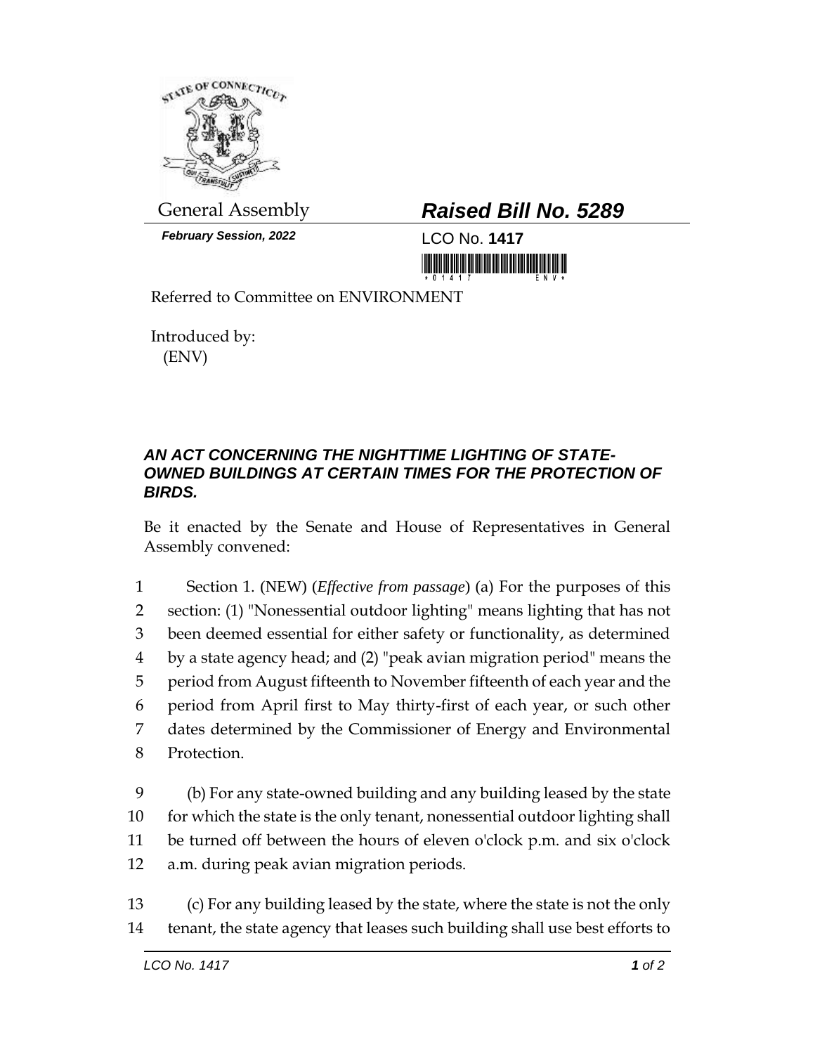General Assembly

***February Session, 2022***

# *Raised Bill No. 5289*

LCO No. **1417**

Referred to Committee on ENVIRONMENT

Introduced by:
(ENV)

***AN ACT CONCERNING THE NIGHTTIME LIGHTING OF STATE-OWNED BUILDINGS AT CERTAIN TIMES FOR THE PROTECTION OF BIRDS.***

Be it enacted by the Senate and House of Representatives in General Assembly convened:

1 Section 1. (NEW) (*Effective from passage*) (a) For the purposes of this
2 section: (1) "Nonessential outdoor lighting" means lighting that has not
3 been deemed essential for either safety or functionality, as determined
4 by a state agency head; and (2) "peak avian migration period" means the
5 period from August fifteenth to November fifteenth of each year and the
6 period from April first to May thirty-first of each year, or such other
7 dates determined by the Commissioner of Energy and Environmental
8 Protection.

9 (b) For any state-owned building and any building leased by the state
10 for which the state is the only tenant, nonessential outdoor lighting shall
11 be turned off between the hours of eleven o'clock p.m. and six o'clock
12 a.m. during peak avian migration periods.

13 (c) For any building leased by the state, where the state is not the only
14 tenant, the state agency that leases such building shall use best efforts to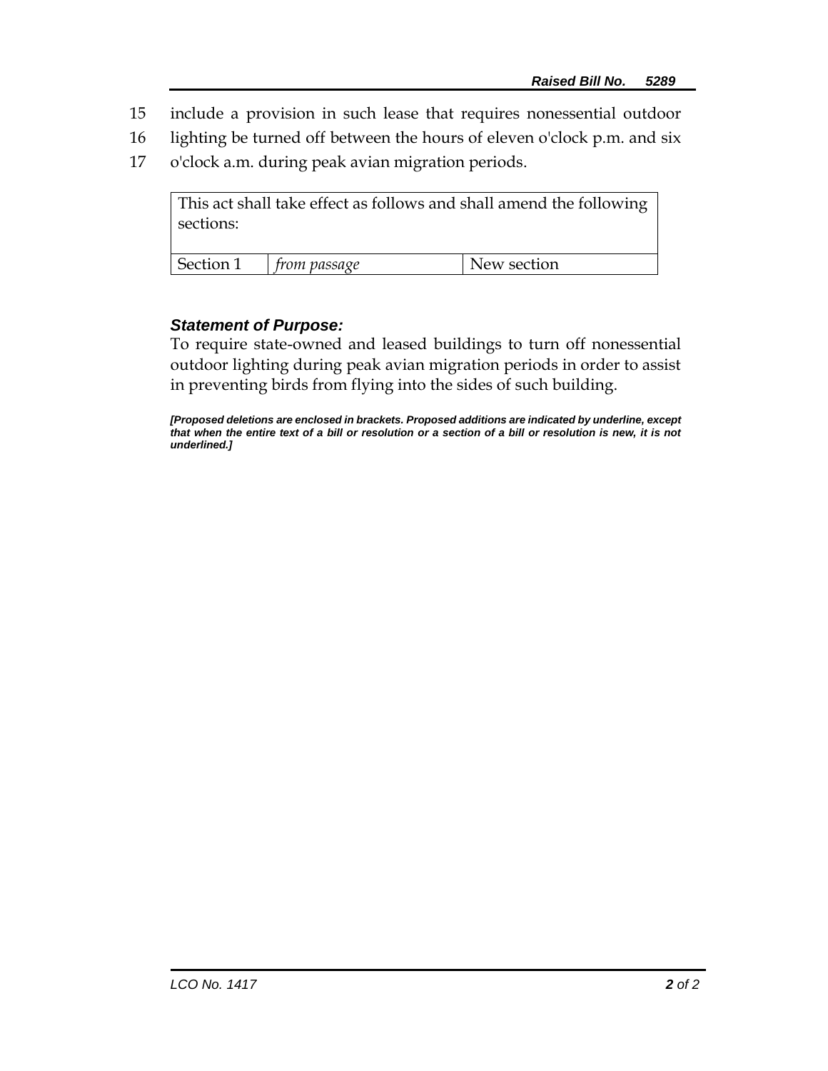15 include a provision in such lease that requires nonessential outdoor
16 lighting be turned off between the hours of eleven o'clock p.m. and six
17 o'clock a.m. during peak avian migration periods.

| This act shall take effect as follows and shall amend the following sections: | | |
|---|---|---|
| Section 1 | *from passage* | New section |

### *Statement of Purpose:*

To require state-owned and leased buildings to turn off nonessential outdoor lighting during peak avian migration periods in order to assist in preventing birds from flying into the sides of such building.

***[Proposed deletions are enclosed in brackets. Proposed additions are indicated by underline, except that when the entire text of a bill or resolution or a section of a bill or resolution is new, it is not underlined.]***